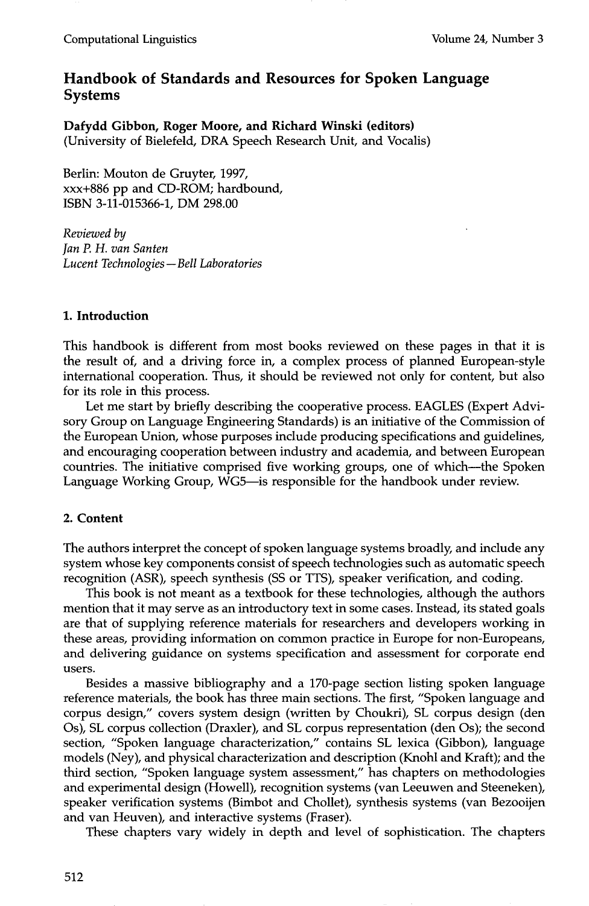# Handbook of Standards and Resources for Spoken Language Systems

**Dafydd Gibbon, Roger Moore, and Richard Winski (editors)**
(University of Bielefeld, DRA Speech Research Unit, and Vocalis)

Berlin: Mouton de Gruyter, 1997,
xxx+886 pp and CD-ROM; hardbound,
ISBN 3-11-015366-1, DM 298.00

*Reviewed by*
*Jan P. H. van Santen*
*Lucent Technologies—Bell Laboratories*

## 1. Introduction

This handbook is different from most books reviewed on these pages in that it is the result of, and a driving force in, a complex process of planned European-style international cooperation. Thus, it should be reviewed not only for content, but also for its role in this process.

Let me start by briefly describing the cooperative process. EAGLES (Expert Advisory Group on Language Engineering Standards) is an initiative of the Commission of the European Union, whose purposes include producing specifications and guidelines, and encouraging cooperation between industry and academia, and between European countries. The initiative comprised five working groups, one of which—the Spoken Language Working Group, WG5—is responsible for the handbook under review.

## 2. Content

The authors interpret the concept of spoken language systems broadly, and include any system whose key components consist of speech technologies such as automatic speech recognition (ASR), speech synthesis (SS or TTS), speaker verification, and coding.

This book is not meant as a textbook for these technologies, although the authors mention that it may serve as an introductory text in some cases. Instead, its stated goals are that of supplying reference materials for researchers and developers working in these areas, providing information on common practice in Europe for non-Europeans, and delivering guidance on systems specification and assessment for corporate end users.

Besides a massive bibliography and a 170-page section listing spoken language reference materials, the book has three main sections. The first, "Spoken language and corpus design," covers system design (written by Choukri), SL corpus design (den Os), SL corpus collection (Draxler), and SL corpus representation (den Os); the second section, "Spoken language characterization," contains SL lexica (Gibbon), language models (Ney), and physical characterization and description (Knohl and Kraft); and the third section, "Spoken language system assessment," has chapters on methodologies and experimental design (Howell), recognition systems (van Leeuwen and Steeneken), speaker verification systems (Bimbot and Chollet), synthesis systems (van Bezooijen and van Heuven), and interactive systems (Fraser).

These chapters vary widely in depth and level of sophistication. The chapters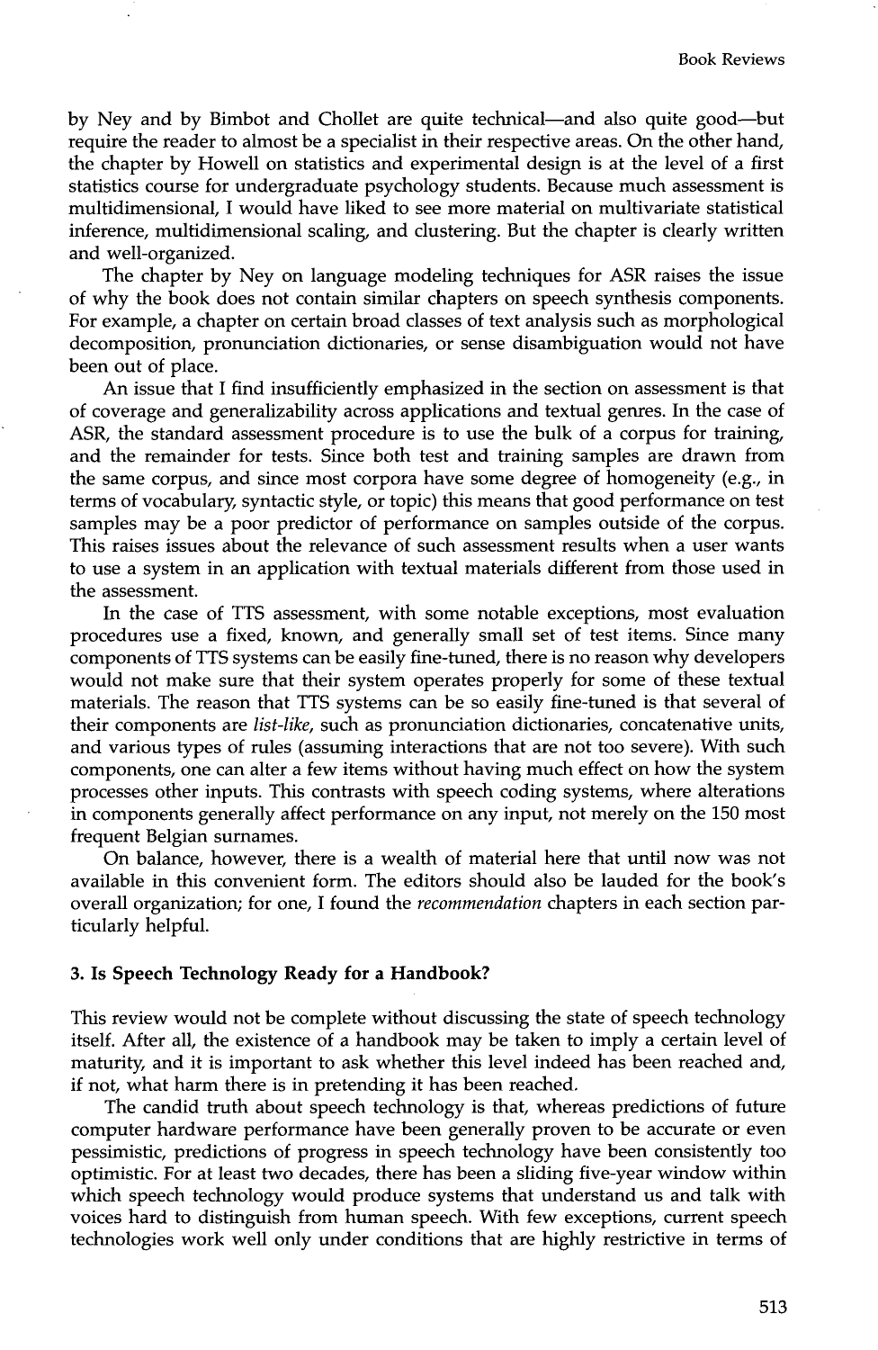by Ney and by Bimbot and Chollet are quite technical—and also quite good—but require the reader to almost be a specialist in their respective areas. On the other hand, the chapter by Howell on statistics and experimental design is at the level of a first statistics course for undergraduate psychology students. Because much assessment is multidimensional, I would have liked to see more material on multivariate statistical inference, multidimensional scaling, and clustering. But the chapter is clearly written and well-organized.

The chapter by Ney on language modeling techniques for ASR raises the issue of why the book does not contain similar chapters on speech synthesis components. For example, a chapter on certain broad classes of text analysis such as morphological decomposition, pronunciation dictionaries, or sense disambiguation would not have been out of place.

An issue that I find insufficiently emphasized in the section on assessment is that of coverage and generalizability across applications and textual genres. In the case of ASR, the standard assessment procedure is to use the bulk of a corpus for training, and the remainder for tests. Since both test and training samples are drawn from the same corpus, and since most corpora have some degree of homogeneity (e.g., in terms of vocabulary, syntactic style, or topic) this means that good performance on test samples may be a poor predictor of performance on samples outside of the corpus. This raises issues about the relevance of such assessment results when a user wants to use a system in an application with textual materials different from those used in the assessment.

In the case of TTS assessment, with some notable exceptions, most evaluation procedures use a fixed, known, and generally small set of test items. Since many components of TTS systems can be easily fine-tuned, there is no reason why developers would not make sure that their system operates properly for some of these textual materials. The reason that TTS systems can be so easily fine-tuned is that several of their components are *list-like*, such as pronunciation dictionaries, concatenative units, and various types of rules (assuming interactions that are not too severe). With such components, one can alter a few items without having much effect on how the system processes other inputs. This contrasts with speech coding systems, where alterations in components generally affect performance on any input, not merely on the 150 most frequent Belgian surnames.

On balance, however, there is a wealth of material here that until now was not available in this convenient form. The editors should also be lauded for the book's overall organization; for one, I found the *recommendation* chapters in each section particularly helpful.

## 3. Is Speech Technology Ready for a Handbook?

This review would not be complete without discussing the state of speech technology itself. After all, the existence of a handbook may be taken to imply a certain level of maturity, and it is important to ask whether this level indeed has been reached and, if not, what harm there is in pretending it has been reached.

The candid truth about speech technology is that, whereas predictions of future computer hardware performance have been generally proven to be accurate or even pessimistic, predictions of progress in speech technology have been consistently too optimistic. For at least two decades, there has been a sliding five-year window within which speech technology would produce systems that understand us and talk with voices hard to distinguish from human speech. With few exceptions, current speech technologies work well only under conditions that are highly restrictive in terms of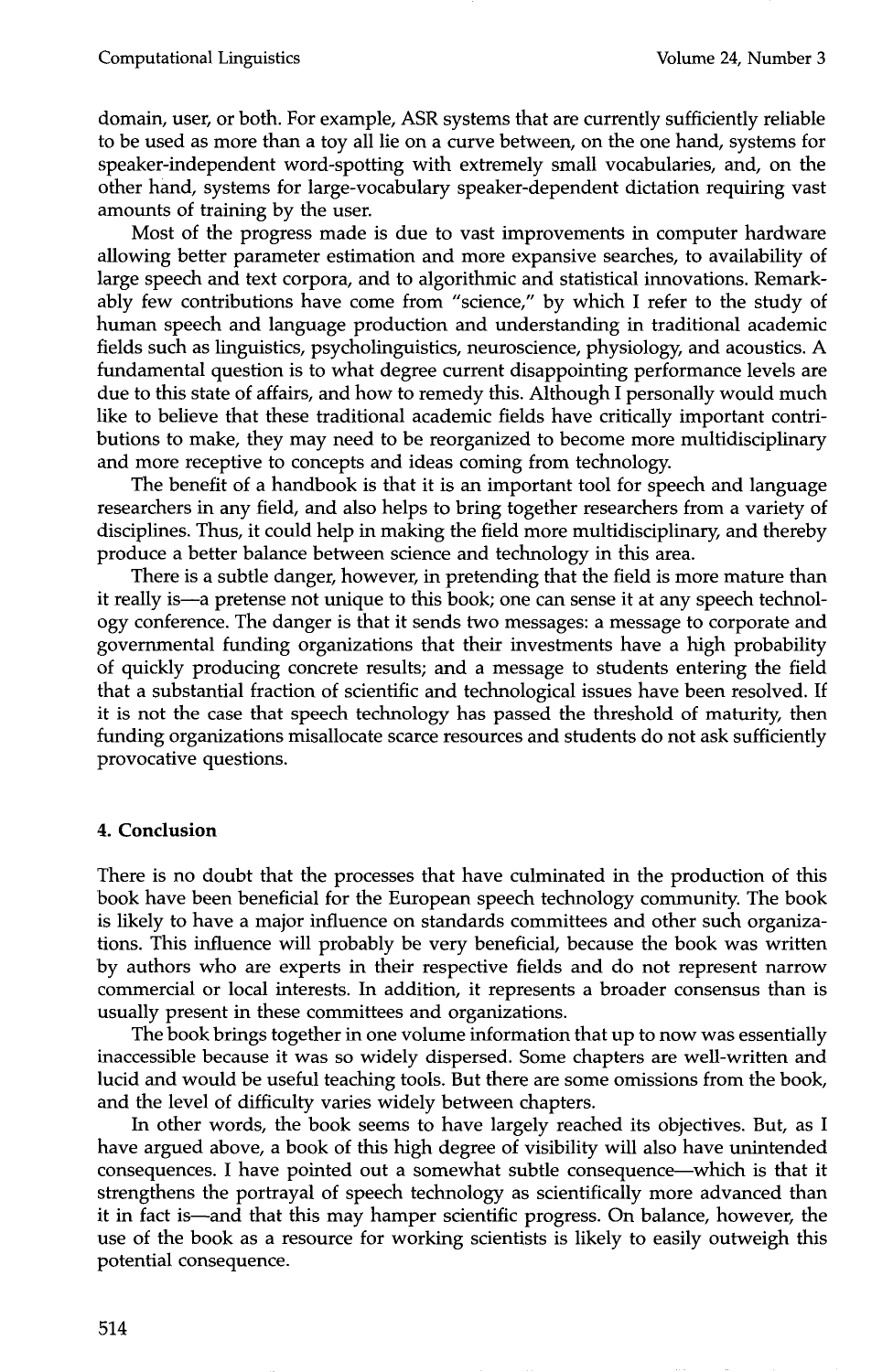domain, user, or both. For example, ASR systems that are currently sufficiently reliable to be used as more than a toy all lie on a curve between, on the one hand, systems for speaker-independent word-spotting with extremely small vocabularies, and, on the other hand, systems for large-vocabulary speaker-dependent dictation requiring vast amounts of training by the user.

Most of the progress made is due to vast improvements in computer hardware allowing better parameter estimation and more expansive searches, to availability of large speech and text corpora, and to algorithmic and statistical innovations. Remarkably few contributions have come from "science," by which I refer to the study of human speech and language production and understanding in traditional academic fields such as linguistics, psycholinguistics, neuroscience, physiology, and acoustics. A fundamental question is to what degree current disappointing performance levels are due to this state of affairs, and how to remedy this. Although I personally would much like to believe that these traditional academic fields have critically important contributions to make, they may need to be reorganized to become more multidisciplinary and more receptive to concepts and ideas coming from technology.

The benefit of a handbook is that it is an important tool for speech and language researchers in any field, and also helps to bring together researchers from a variety of disciplines. Thus, it could help in making the field more multidisciplinary, and thereby produce a better balance between science and technology in this area.

There is a subtle danger, however, in pretending that the field is more mature than it really is—a pretense not unique to this book; one can sense it at any speech technology conference. The danger is that it sends two messages: a message to corporate and governmental funding organizations that their investments have a high probability of quickly producing concrete results; and a message to students entering the field that a substantial fraction of scientific and technological issues have been resolved. If it is not the case that speech technology has passed the threshold of maturity, then funding organizations misallocate scarce resources and students do not ask sufficiently provocative questions.

## 4. Conclusion

There is no doubt that the processes that have culminated in the production of this book have been beneficial for the European speech technology community. The book is likely to have a major influence on standards committees and other such organizations. This influence will probably be very beneficial, because the book was written by authors who are experts in their respective fields and do not represent narrow commercial or local interests. In addition, it represents a broader consensus than is usually present in these committees and organizations.

The book brings together in one volume information that up to now was essentially inaccessible because it was so widely dispersed. Some chapters are well-written and lucid and would be useful teaching tools. But there are some omissions from the book, and the level of difficulty varies widely between chapters.

In other words, the book seems to have largely reached its objectives. But, as I have argued above, a book of this high degree of visibility will also have unintended consequences. I have pointed out a somewhat subtle consequence—which is that it strengthens the portrayal of speech technology as scientifically more advanced than it in fact is—and that this may hamper scientific progress. On balance, however, the use of the book as a resource for working scientists is likely to easily outweigh this potential consequence.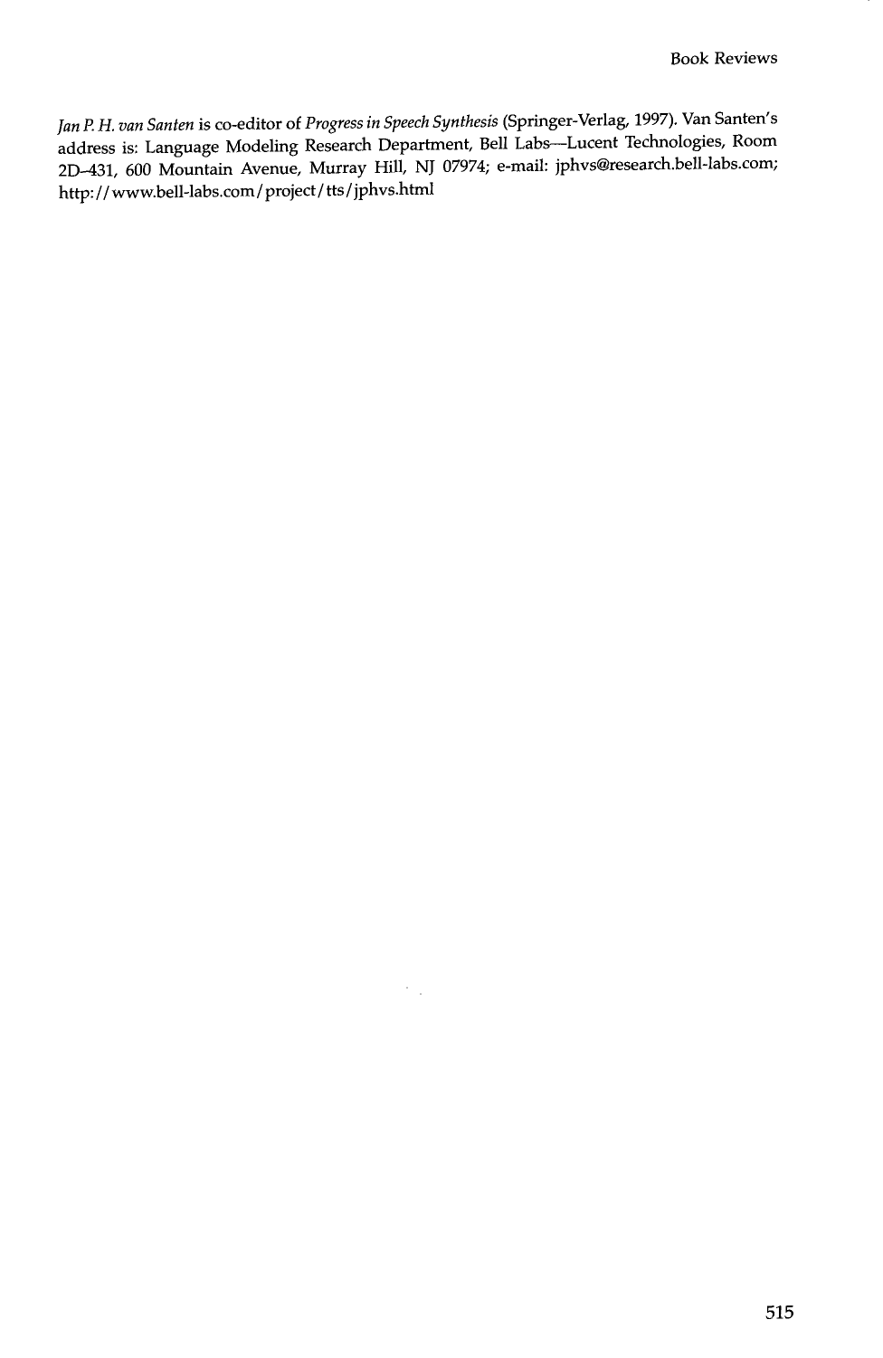*Jan P. H. van Santen* is co-editor of *Progress in Speech Synthesis* (Springer-Verlag, 1997). Van Santen's address is: Language Modeling Research Department, Bell Labs—Lucent Technologies, Room 2D–431, 600 Mountain Avenue, Murray Hill, NJ 07974; e-mail: jphvs@research.bell-labs.com; http://www.bell-labs.com/project/tts/jphvs.html